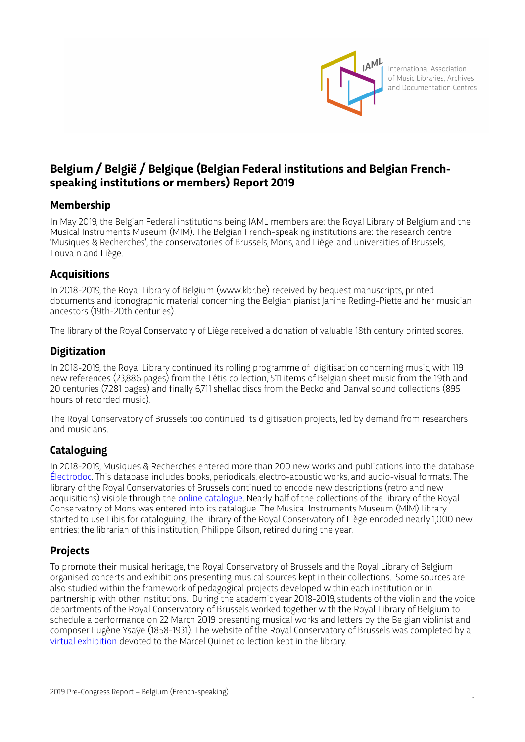International Association of Music Libraries, Archives and Documentation Centres

# Belgium / België / Belgique (Belgian Federal institutions and Belgian French-speaking institutions or members) Report 2019

## Membership

In May 2019, the Belgian Federal institutions being IAML members are: the Royal Library of Belgium and the Musical Instruments Museum (MIM). The Belgian French-speaking institutions are: the research centre 'Musiques & Recherches', the conservatories of Brussels, Mons, and Liège, and universities of Brussels, Louvain and Liège.

## Acquisitions

In 2018-2019, the Royal Library of Belgium (www.kbr.be) received by bequest manuscripts, printed documents and iconographic material concerning the Belgian pianist Janine Reding-Piette and her musician ancestors (19th-20th centuries).

The library of the Royal Conservatory of Liège received a donation of valuable 18th century printed scores.

## Digitization

In 2018-2019, the Royal Library continued its rolling programme of digitisation concerning music, with 119 new references (23,886 pages) from the Fétis collection, 511 items of Belgian sheet music from the 19th and 20 centuries (7,281 pages) and finally 6,711 shellac discs from the Becko and Danval sound collections (895 hours of recorded music).

The Royal Conservatory of Brussels too continued its digitisation projects, led by demand from researchers and musicians.

## Cataloguing

In 2018-2019, Musiques & Recherches entered more than 200 new works and publications into the database Électrodoc. This database includes books, periodicals, electro-acoustic works, and audio-visual formats. The library of the Royal Conservatories of Brussels continued to encode new descriptions (retro and new acquisitions) visible through the online catalogue. Nearly half of the collections of the library of the Royal Conservatory of Mons was entered into its catalogue. The Musical Instruments Museum (MIM) library started to use Libis for cataloguing. The library of the Royal Conservatory of Liège encoded nearly 1,000 new entries; the librarian of this institution, Philippe Gilson, retired during the year.

## Projects

To promote their musical heritage, the Royal Conservatory of Brussels and the Royal Library of Belgium organised concerts and exhibitions presenting musical sources kept in their collections. Some sources are also studied within the framework of pedagogical projects developed within each institution or in partnership with other institutions. During the academic year 2018-2019, students of the violin and the voice departments of the Royal Conservatory of Brussels worked together with the Royal Library of Belgium to schedule a performance on 22 March 2019 presenting musical works and letters by the Belgian violinist and composer Eugène Ysaÿe (1858-1931). The website of the Royal Conservatory of Brussels was completed by a virtual exhibition devoted to the Marcel Quinet collection kept in the library.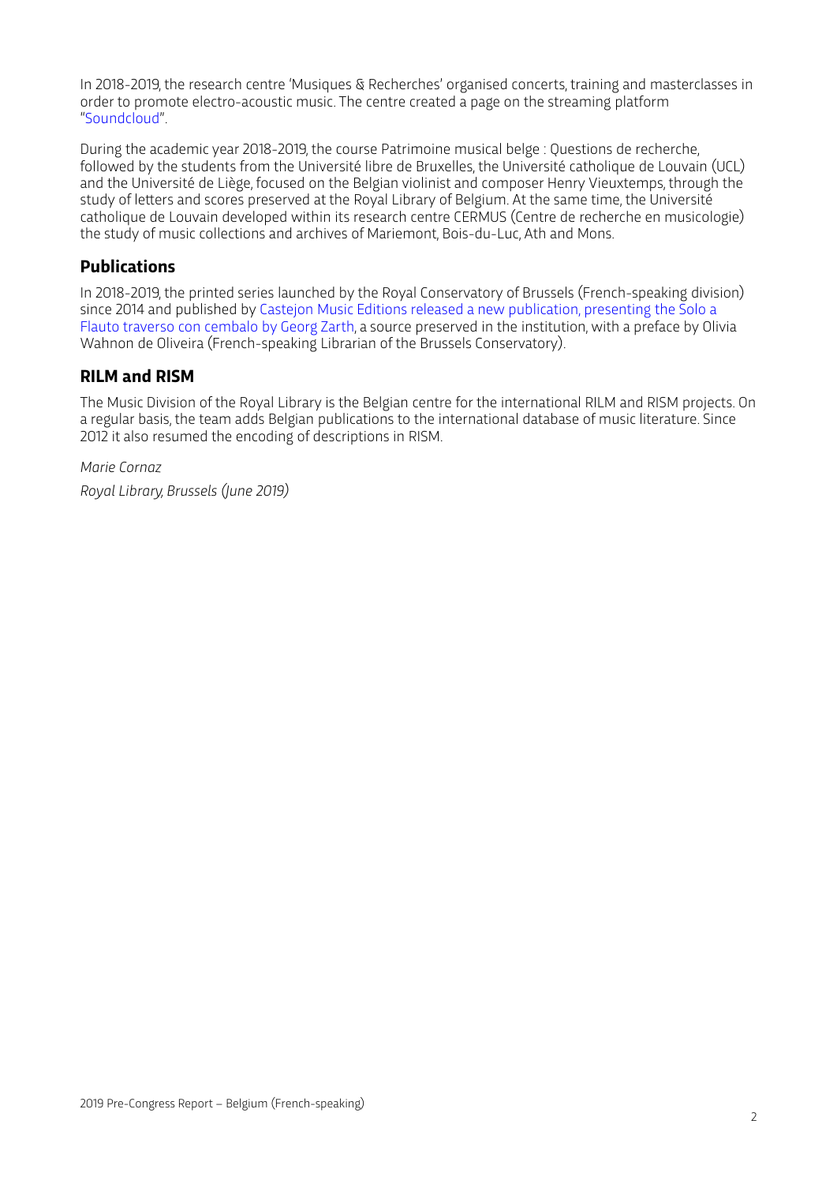In 2018-2019, the research centre 'Musiques & Recherches' organised concerts, training and masterclasses in order to promote electro-acoustic music. The centre created a page on the streaming platform "Soundcloud".

During the academic year 2018-2019, the course Patrimoine musical belge : Questions de recherche, followed by the students from the Université libre de Bruxelles, the Université catholique de Louvain (UCL) and the Université de Liège, focused on the Belgian violinist and composer Henry Vieuxtemps, through the study of letters and scores preserved at the Royal Library of Belgium. At the same time, the Université catholique de Louvain developed within its research centre CERMUS (Centre de recherche en musicologie) the study of music collections and archives of Mariemont, Bois-du-Luc, Ath and Mons.

## Publications

In 2018-2019, the printed series launched by the Royal Conservatory of Brussels (French-speaking division) since 2014 and published by Castejon Music Editions released a new publication, presenting the Solo a Flauto traverso con cembalo by Georg Zarth, a source preserved in the institution, with a preface by Olivia Wahnon de Oliveira (French-speaking Librarian of the Brussels Conservatory).

## RILM and RISM

The Music Division of the Royal Library is the Belgian centre for the international RILM and RISM projects. On a regular basis, the team adds Belgian publications to the international database of music literature. Since 2012 it also resumed the encoding of descriptions in RISM.

*Marie Cornaz*

*Royal Library, Brussels (June 2019)*